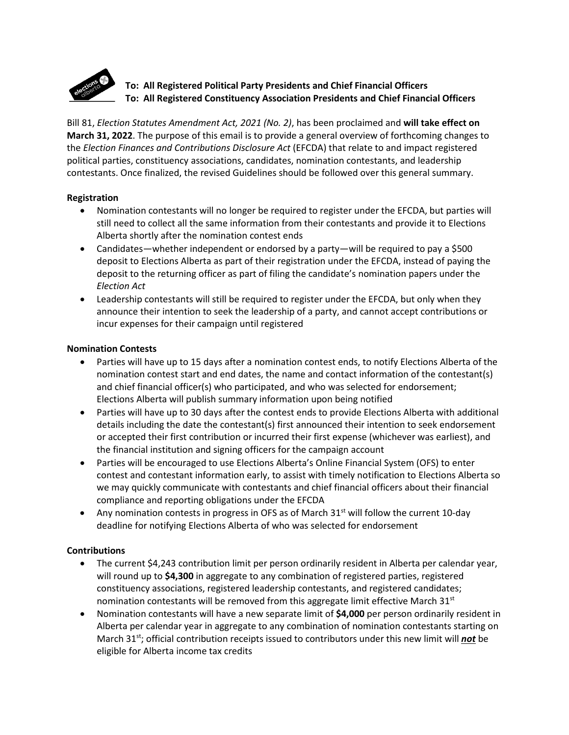**To: All Registered Political Party Presidents and Chief Financial Officers**
**To: All Registered Constituency Association Presidents and Chief Financial Officers**

Bill 81, *Election Statutes Amendment Act, 2021 (No. 2)*, has been proclaimed and **will take effect on March 31, 2022**. The purpose of this email is to provide a general overview of forthcoming changes to the *Election Finances and Contributions Disclosure Act* (EFCDA) that relate to and impact registered political parties, constituency associations, candidates, nomination contestants, and leadership contestants. Once finalized, the revised Guidelines should be followed over this general summary.

**Registration**

- Nomination contestants will no longer be required to register under the EFCDA, but parties will still need to collect all the same information from their contestants and provide it to Elections Alberta shortly after the nomination contest ends
- Candidates—whether independent or endorsed by a party—will be required to pay a $500 deposit to Elections Alberta as part of their registration under the EFCDA, instead of paying the deposit to the returning officer as part of filing the candidate's nomination papers under the *Election Act*
- Leadership contestants will still be required to register under the EFCDA, but only when they announce their intention to seek the leadership of a party, and cannot accept contributions or incur expenses for their campaign until registered

**Nomination Contests**

- Parties will have up to 15 days after a nomination contest ends, to notify Elections Alberta of the nomination contest start and end dates, the name and contact information of the contestant(s) and chief financial officer(s) who participated, and who was selected for endorsement; Elections Alberta will publish summary information upon being notified
- Parties will have up to 30 days after the contest ends to provide Elections Alberta with additional details including the date the contestant(s) first announced their intention to seek endorsement or accepted their first contribution or incurred their first expense (whichever was earliest), and the financial institution and signing officers for the campaign account
- Parties will be encouraged to use Elections Alberta's Online Financial System (OFS) to enter contest and contestant information early, to assist with timely notification to Elections Alberta so we may quickly communicate with contestants and chief financial officers about their financial compliance and reporting obligations under the EFCDA
- Any nomination contests in progress in OFS as of March 31st will follow the current 10-day deadline for notifying Elections Alberta of who was selected for endorsement

**Contributions**

- The current $4,243 contribution limit per person ordinarily resident in Alberta per calendar year, will round up to **$4,300** in aggregate to any combination of registered parties, registered constituency associations, registered leadership contestants, and registered candidates; nomination contestants will be removed from this aggregate limit effective March 31st
- Nomination contestants will have a new separate limit of **$4,000** per person ordinarily resident in Alberta per calendar year in aggregate to any combination of nomination contestants starting on March 31st; official contribution receipts issued to contributors under this new limit will ***not*** be eligible for Alberta income tax credits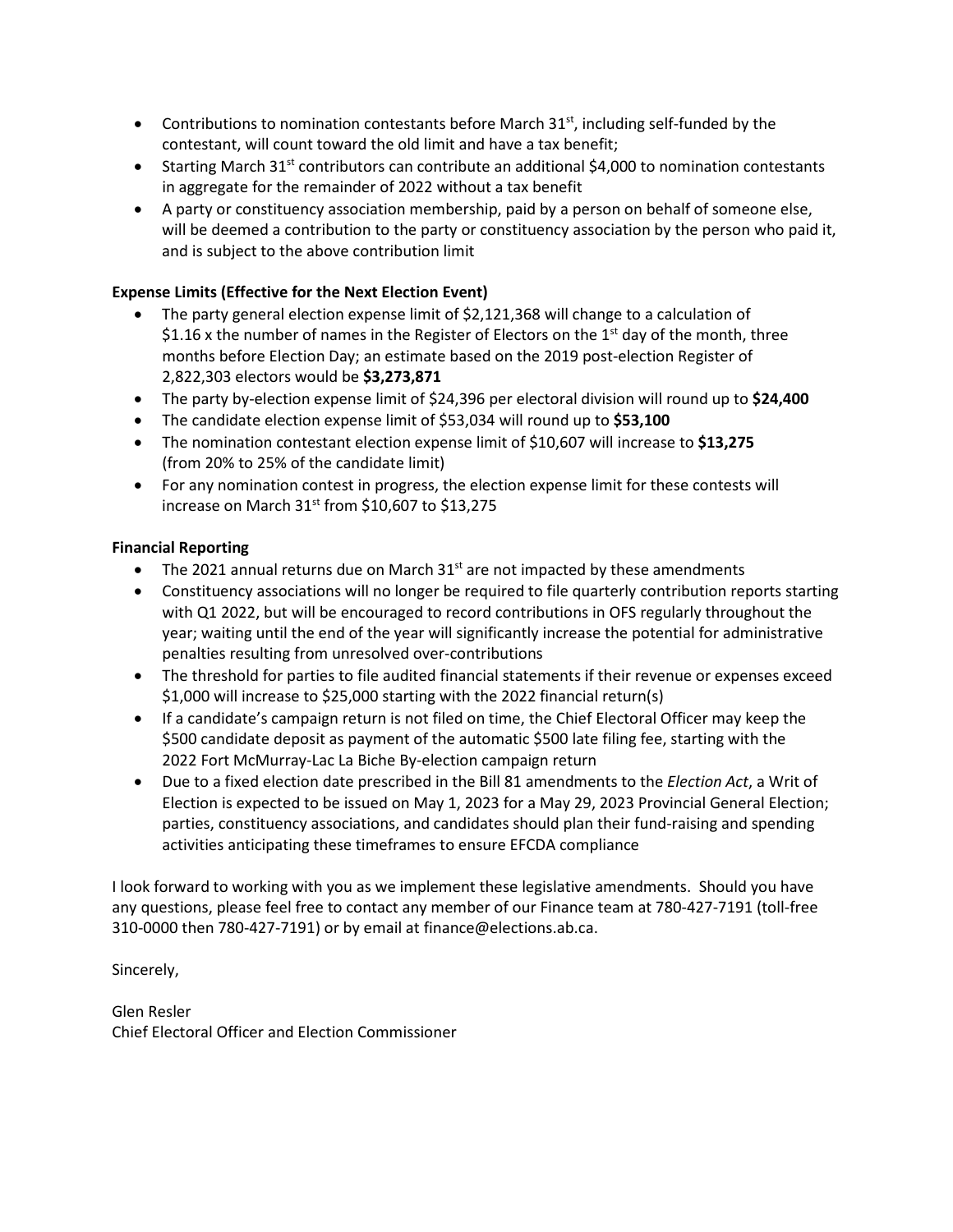- Contributions to nomination contestants before March 31st, including self-funded by the contestant, will count toward the old limit and have a tax benefit;
- Starting March 31st contributors can contribute an additional $4,000 to nomination contestants in aggregate for the remainder of 2022 without a tax benefit
- A party or constituency association membership, paid by a person on behalf of someone else, will be deemed a contribution to the party or constituency association by the person who paid it, and is subject to the above contribution limit

**Expense Limits (Effective for the Next Election Event)**

- The party general election expense limit of $2,121,368 will change to a calculation of $1.16 x the number of names in the Register of Electors on the 1st day of the month, three months before Election Day; an estimate based on the 2019 post-election Register of 2,822,303 electors would be **$3,273,871**
- The party by-election expense limit of $24,396 per electoral division will round up to **$24,400**
- The candidate election expense limit of $53,034 will round up to **$53,100**
- The nomination contestant election expense limit of $10,607 will increase to **$13,275** (from 20% to 25% of the candidate limit)
- For any nomination contest in progress, the election expense limit for these contests will increase on March 31st from $10,607 to $13,275

**Financial Reporting**

- The 2021 annual returns due on March 31st are not impacted by these amendments
- Constituency associations will no longer be required to file quarterly contribution reports starting with Q1 2022, but will be encouraged to record contributions in OFS regularly throughout the year; waiting until the end of the year will significantly increase the potential for administrative penalties resulting from unresolved over-contributions
- The threshold for parties to file audited financial statements if their revenue or expenses exceed $1,000 will increase to $25,000 starting with the 2022 financial return(s)
- If a candidate's campaign return is not filed on time, the Chief Electoral Officer may keep the $500 candidate deposit as payment of the automatic $500 late filing fee, starting with the 2022 Fort McMurray-Lac La Biche By-election campaign return
- Due to a fixed election date prescribed in the Bill 81 amendments to the *Election Act*, a Writ of Election is expected to be issued on May 1, 2023 for a May 29, 2023 Provincial General Election; parties, constituency associations, and candidates should plan their fund-raising and spending activities anticipating these timeframes to ensure EFCDA compliance

I look forward to working with you as we implement these legislative amendments. Should you have any questions, please feel free to contact any member of our Finance team at 780-427-7191 (toll-free 310-0000 then 780-427-7191) or by email at finance@elections.ab.ca.

Sincerely,

Glen Resler
Chief Electoral Officer and Election Commissioner